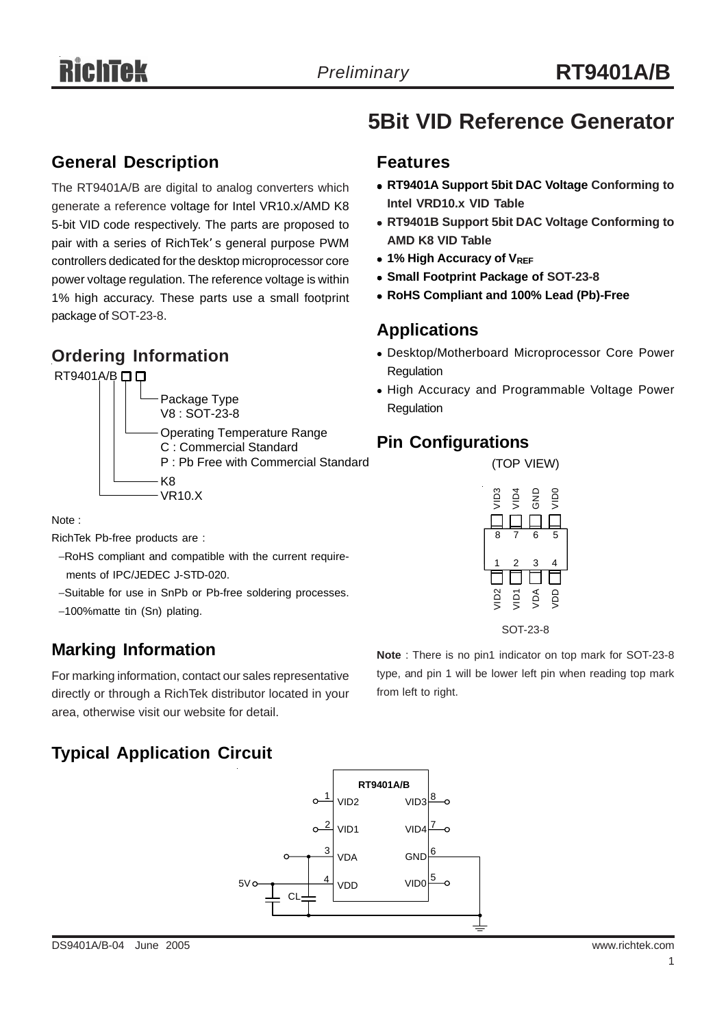# 5Bit VID Reference Generator

## General Description

The RT9401A/B are digital to analog converters which generate a reference voltage for Intel VR10.x/AMD K8 5-bit VID code respectively. The parts are proposed to pair with a series of RichTek's general purpose PWM controllers dedicated for the desktop microprocessor core power voltage regulation. The reference voltage is within 1% high accuracy. These parts use a small footprint package of SOT-23-8.

## Ordering Information

RT9401A/B □□

- Package Type
  - V8 : SOT-23-8
- Operating Temperature Range
  - C : Commercial Standard
  - P : Pb Free with Commercial Standard
- K8
- VR10.X

Note :

RichTek Pb-free products are :

- RoHS compliant and compatible with the current requirements of IPC/JEDEC J-STD-020.
- Suitable for use in SnPb or Pb-free soldering processes.
- 100%matte tin (Sn) plating.

## Marking Information

For marking information, contact our sales representative directly or through a RichTek distributor located in your area, otherwise visit our website for detail.

## Features

- **RT9401A Support 5bit DAC Voltage Conforming to Intel VRD10.x VID Table**
- **RT9401B Support 5bit DAC Voltage Conforming to AMD K8 VID Table**
- **1% High Accuracy of $V_{REF}$**
- **Small Footprint Package of SOT-23-8**
- **RoHS Compliant and 100% Lead (Pb)-Free**

## Applications

- Desktop/Motherboard Microprocessor Core Power Regulation
- High Accuracy and Programmable Voltage Power Regulation

## Pin Configurations

(TOP VIEW)

| Pin | 8 | 7 | 6 | 5 |
|---|---|---|---|---|
| Name | VID3 | VID4 | GND | VID0 |

| Pin | 1 | 2 | 3 | 4 |
|---|---|---|---|---|
| Name | VID2 | VID1 | VDA | VDD |

SOT-23-8

**Note** : There is no pin1 indicator on top mark for SOT-23-8 type, and pin 1 will be lower left pin when reading top mark from left to right.

## Typical Application Circuit

RT9401A/B: 1 VID2, 2 VID1, 3 VDA, 4 VDD (5V, CL), 5 VID0, 6 GND, 7 VID4, 8 VID3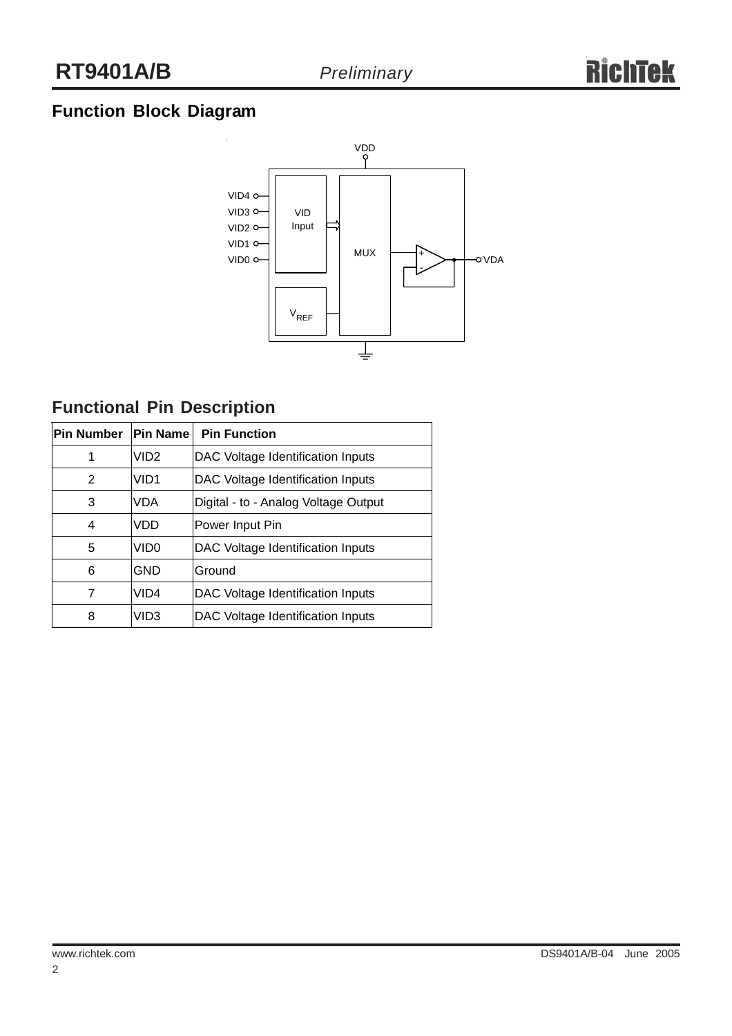## Function Block Diagram

## Functional Pin Description

| Pin Number | Pin Name | Pin Function |
|---|---|---|
| 1 | VID2 | DAC Voltage Identification Inputs |
| 2 | VID1 | DAC Voltage Identification Inputs |
| 3 | VDA | Digital - to - Analog Voltage Output |
| 4 | VDD | Power Input Pin |
| 5 | VID0 | DAC Voltage Identification Inputs |
| 6 | GND | Ground |
| 7 | VID4 | DAC Voltage Identification Inputs |
| 8 | VID3 | DAC Voltage Identification Inputs |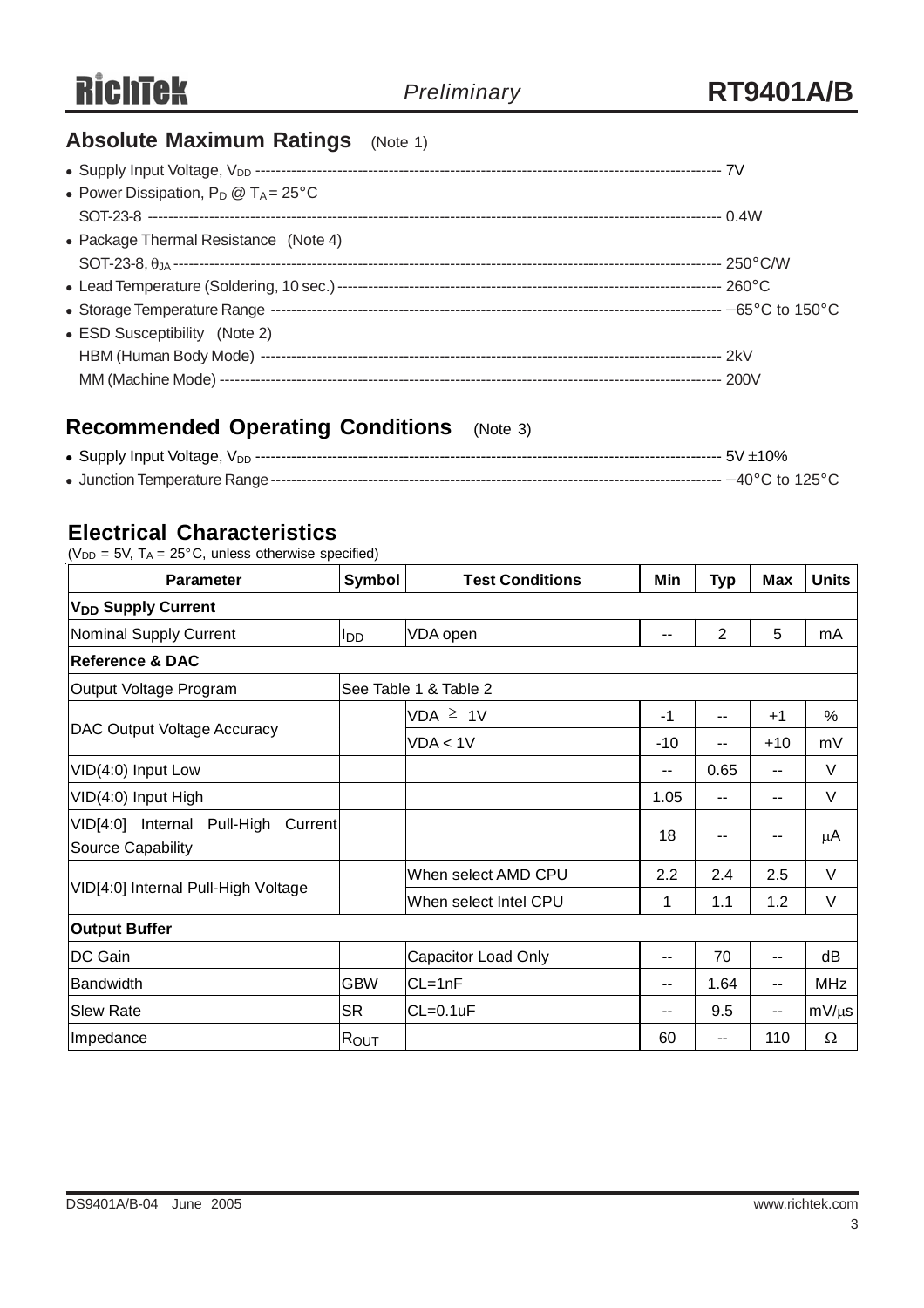## Absolute Maximum Ratings (Note 1)

- Supply Input Voltage, $V_{DD}$ ---------- 7V
- Power Dissipation, $P_D$ @ $T_A = 25°C$
  SOT-23-8 ---------- 0.4W
- Package Thermal Resistance (Note 4)
  SOT-23-8, $\theta_{JA}$ ---------- 250°C/W
- Lead Temperature (Soldering, 10 sec.) ---------- 260°C
- Storage Temperature Range ---------- −65°C to 150°C
- ESD Susceptibility (Note 2)
  HBM (Human Body Mode) ---------- 2kV
  MM (Machine Mode) ---------- 200V

## Recommended Operating Conditions (Note 3)

- Supply Input Voltage, $V_{DD}$ ---------- 5V ±10%
- Junction Temperature Range ---------- −40°C to 125°C

## Electrical Characteristics

($V_{DD}$ = 5V, $T_A$ = 25°C, unless otherwise specified)

| Parameter | Symbol | Test Conditions | Min | Typ | Max | Units |
|---|---|---|---|---|---|---|
| **$V_{DD}$ Supply Current** | | | | | | |
| Nominal Supply Current | $I_{DD}$ | VDA open | -- | 2 | 5 | mA |
| **Reference & DAC** | | | | | | |
| Output Voltage Program | See Table 1 & Table 2 | | | | | |
| DAC Output Voltage Accuracy | | VDA ≥ 1V | -1 | -- | +1 | % |
| | | VDA < 1V | -10 | -- | +10 | mV |
| VID(4:0) Input Low | | | -- | 0.65 | -- | V |
| VID(4:0) Input High | | | 1.05 | -- | -- | V |
| VID[4:0] Internal Pull-High Current Source Capability | | | 18 | -- | -- | μA |
| VID[4:0] Internal Pull-High Voltage | | When select AMD CPU | 2.2 | 2.4 | 2.5 | V |
| | | When select Intel CPU | 1 | 1.1 | 1.2 | V |
| **Output Buffer** | | | | | | |
| DC Gain | | Capacitor Load Only | -- | 70 | -- | dB |
| Bandwidth | GBW | CL=1nF | -- | 1.64 | -- | MHz |
| Slew Rate | SR | CL=0.1uF | -- | 9.5 | -- | mV/μs |
| Impedance | $R_{OUT}$ | | 60 | -- | 110 | Ω |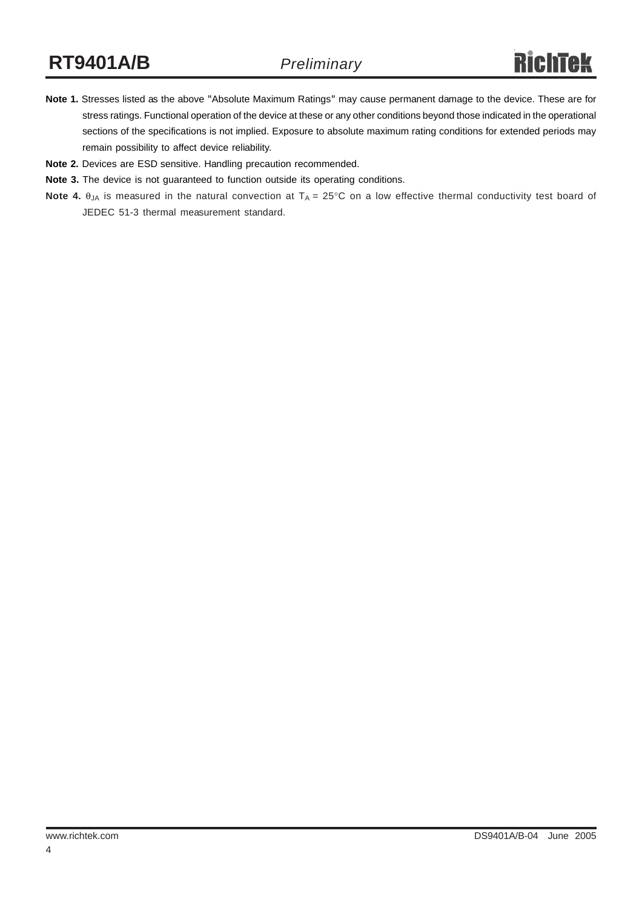**Note 1.** Stresses listed as the above "Absolute Maximum Ratings" may cause permanent damage to the device. These are for stress ratings. Functional operation of the device at these or any other conditions beyond those indicated in the operational sections of the specifications is not implied. Exposure to absolute maximum rating conditions for extended periods may remain possibility to affect device reliability.

**Note 2.** Devices are ESD sensitive. Handling precaution recommended.

**Note 3.** The device is not guaranteed to function outside its operating conditions.

**Note 4.** $\theta_{JA}$ is measured in the natural convection at $T_A$ = 25°C on a low effective thermal conductivity test board of JEDEC 51-3 thermal measurement standard.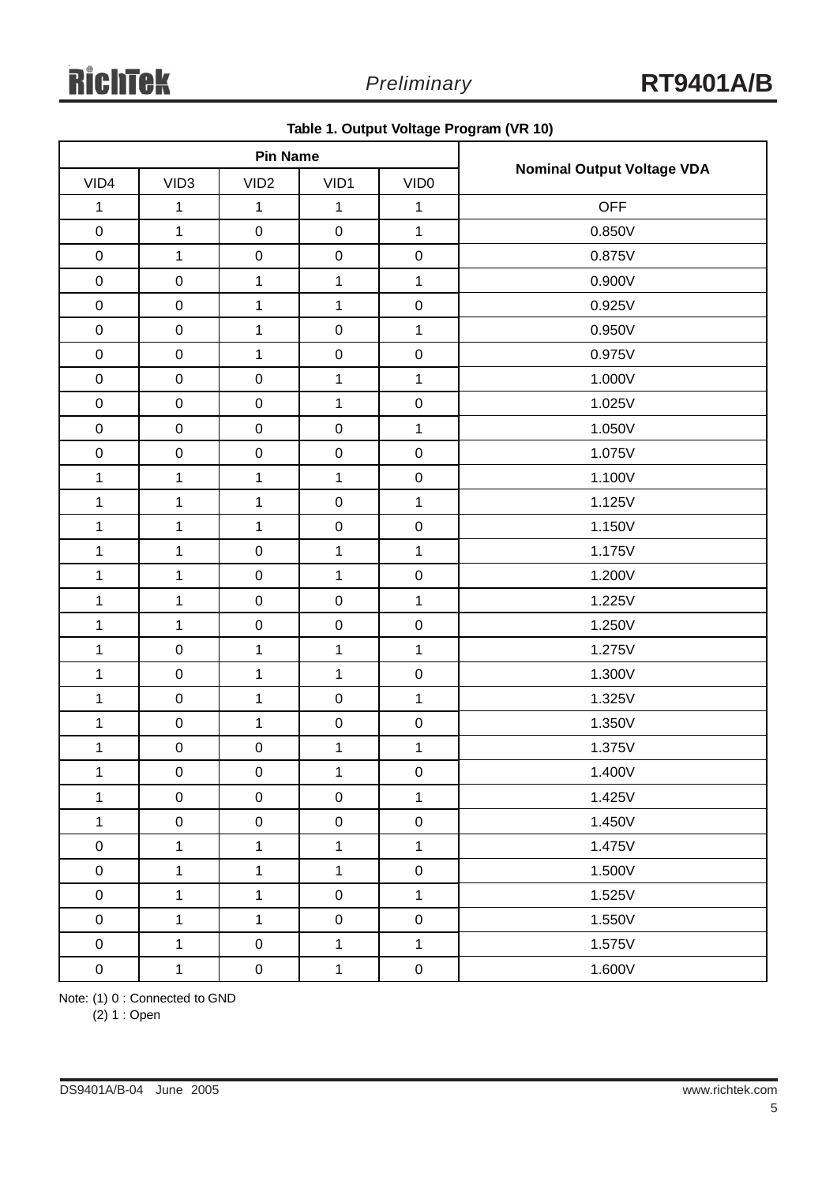**Table 1. Output Voltage Program (VR 10)**

| Pin Name | | | | | Nominal Output Voltage VDA |
|---|---|---|---|---|---|
| VID4 | VID3 | VID2 | VID1 | VID0 | |
| 1 | 1 | 1 | 1 | 1 | OFF |
| 0 | 1 | 0 | 0 | 1 | 0.850V |
| 0 | 1 | 0 | 0 | 0 | 0.875V |
| 0 | 0 | 1 | 1 | 1 | 0.900V |
| 0 | 0 | 1 | 1 | 0 | 0.925V |
| 0 | 0 | 1 | 0 | 1 | 0.950V |
| 0 | 0 | 1 | 0 | 0 | 0.975V |
| 0 | 0 | 0 | 1 | 1 | 1.000V |
| 0 | 0 | 0 | 1 | 0 | 1.025V |
| 0 | 0 | 0 | 0 | 1 | 1.050V |
| 0 | 0 | 0 | 0 | 0 | 1.075V |
| 1 | 1 | 1 | 1 | 0 | 1.100V |
| 1 | 1 | 1 | 0 | 1 | 1.125V |
| 1 | 1 | 1 | 0 | 0 | 1.150V |
| 1 | 1 | 0 | 1 | 1 | 1.175V |
| 1 | 1 | 0 | 1 | 0 | 1.200V |
| 1 | 1 | 0 | 0 | 1 | 1.225V |
| 1 | 1 | 0 | 0 | 0 | 1.250V |
| 1 | 0 | 1 | 1 | 1 | 1.275V |
| 1 | 0 | 1 | 1 | 0 | 1.300V |
| 1 | 0 | 1 | 0 | 1 | 1.325V |
| 1 | 0 | 1 | 0 | 0 | 1.350V |
| 1 | 0 | 0 | 1 | 1 | 1.375V |
| 1 | 0 | 0 | 1 | 0 | 1.400V |
| 1 | 0 | 0 | 0 | 1 | 1.425V |
| 1 | 0 | 0 | 0 | 0 | 1.450V |
| 0 | 1 | 1 | 1 | 1 | 1.475V |
| 0 | 1 | 1 | 1 | 0 | 1.500V |
| 0 | 1 | 1 | 0 | 1 | 1.525V |
| 0 | 1 | 1 | 0 | 0 | 1.550V |
| 0 | 1 | 0 | 1 | 1 | 1.575V |
| 0 | 1 | 0 | 1 | 0 | 1.600V |

Note: (1) 0 : Connected to GND
(2) 1 : Open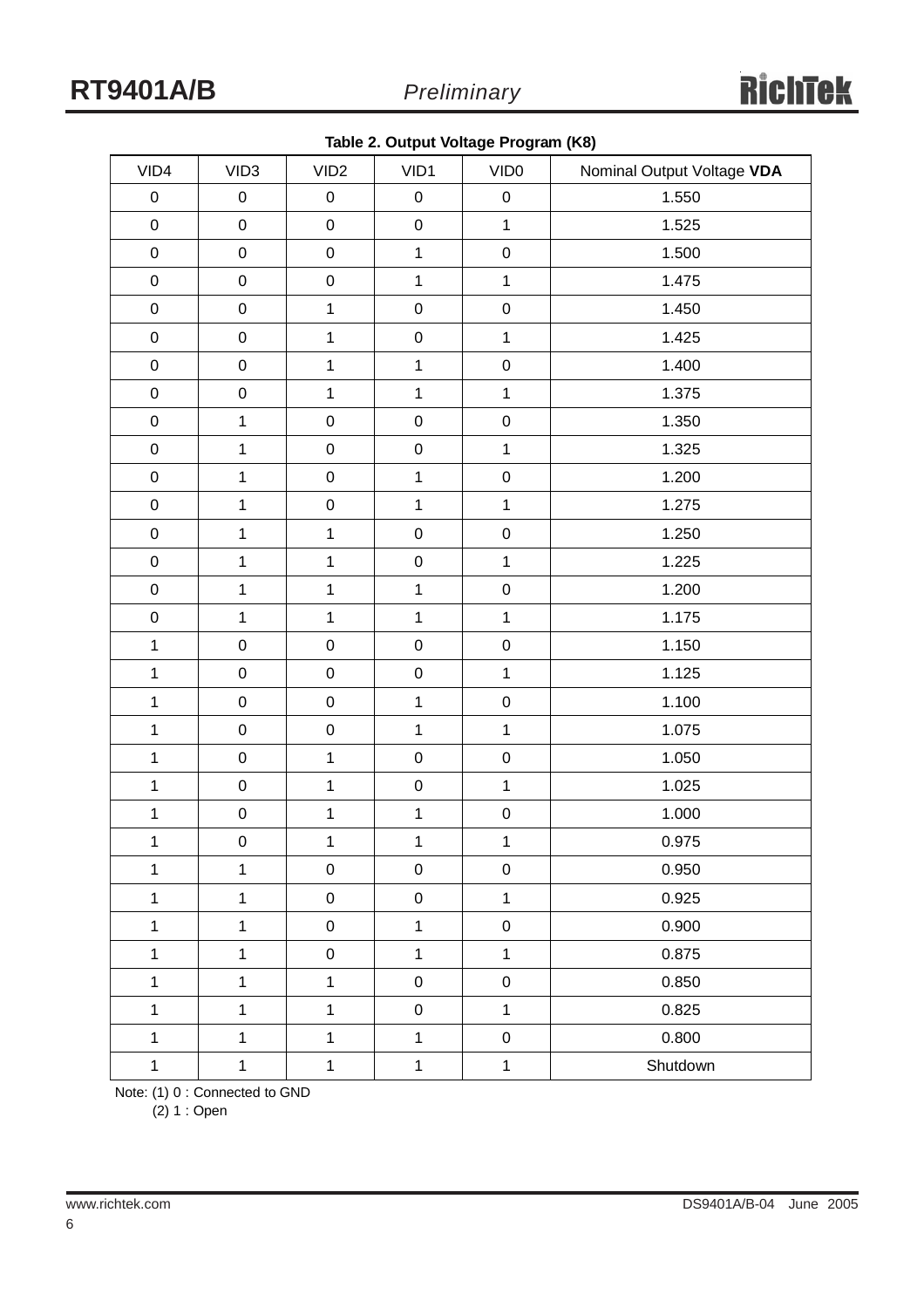**Table 2. Output Voltage Program (K8)**

| VID4 | VID3 | VID2 | VID1 | VID0 | Nominal Output Voltage **VDA** |
|---|---|---|---|---|---|
| 0 | 0 | 0 | 0 | 0 | 1.550 |
| 0 | 0 | 0 | 0 | 1 | 1.525 |
| 0 | 0 | 0 | 1 | 0 | 1.500 |
| 0 | 0 | 0 | 1 | 1 | 1.475 |
| 0 | 0 | 1 | 0 | 0 | 1.450 |
| 0 | 0 | 1 | 0 | 1 | 1.425 |
| 0 | 0 | 1 | 1 | 0 | 1.400 |
| 0 | 0 | 1 | 1 | 1 | 1.375 |
| 0 | 1 | 0 | 0 | 0 | 1.350 |
| 0 | 1 | 0 | 0 | 1 | 1.325 |
| 0 | 1 | 0 | 1 | 0 | 1.200 |
| 0 | 1 | 0 | 1 | 1 | 1.275 |
| 0 | 1 | 1 | 0 | 0 | 1.250 |
| 0 | 1 | 1 | 0 | 1 | 1.225 |
| 0 | 1 | 1 | 1 | 0 | 1.200 |
| 0 | 1 | 1 | 1 | 1 | 1.175 |
| 1 | 0 | 0 | 0 | 0 | 1.150 |
| 1 | 0 | 0 | 0 | 1 | 1.125 |
| 1 | 0 | 0 | 1 | 0 | 1.100 |
| 1 | 0 | 0 | 1 | 1 | 1.075 |
| 1 | 0 | 1 | 0 | 0 | 1.050 |
| 1 | 0 | 1 | 0 | 1 | 1.025 |
| 1 | 0 | 1 | 1 | 0 | 1.000 |
| 1 | 0 | 1 | 1 | 1 | 0.975 |
| 1 | 1 | 0 | 0 | 0 | 0.950 |
| 1 | 1 | 0 | 0 | 1 | 0.925 |
| 1 | 1 | 0 | 1 | 0 | 0.900 |
| 1 | 1 | 0 | 1 | 1 | 0.875 |
| 1 | 1 | 1 | 0 | 0 | 0.850 |
| 1 | 1 | 1 | 0 | 1 | 0.825 |
| 1 | 1 | 1 | 1 | 0 | 0.800 |
| 1 | 1 | 1 | 1 | 1 | Shutdown |

Note: (1) 0 : Connected to GND
(2) 1 : Open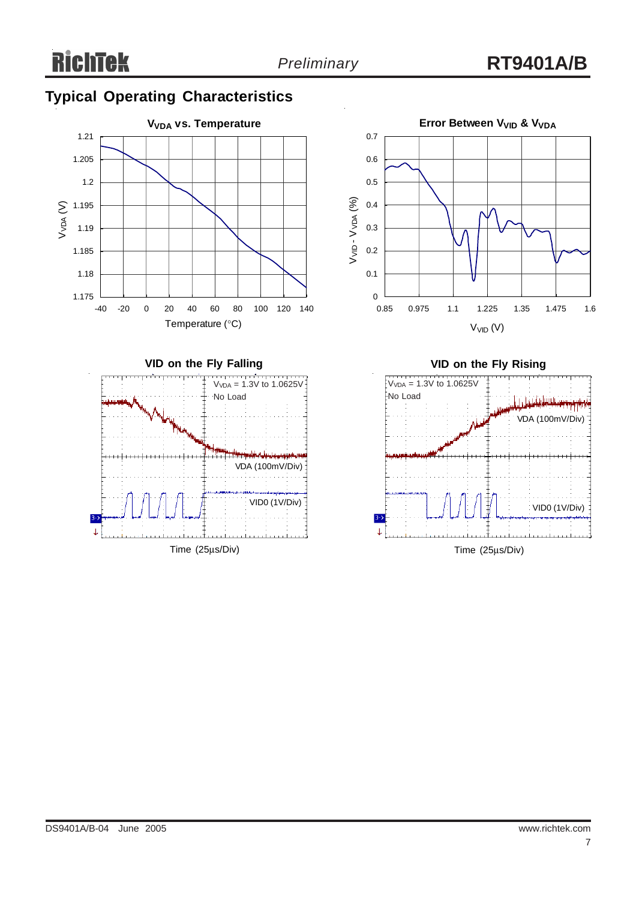## Typical Operating Characteristics

**$V_{VDA}$ vs. Temperature**

$V_{VDA}$ (V)

1.21, 1.205, 1.2, 1.195, 1.19, 1.185, 1.18, 1.175

-40, -20, 0, 20, 40, 60, 80, 100, 120, 140

Temperature (°C)

**Error Between $V_{VID}$ & $V_{VDA}$**

$V_{VID}$ - $V_{VDA}$ (%)

0.7, 0.6, 0.5, 0.4, 0.3, 0.2, 0.1, 0

0.85, 0.975, 1.1, 1.225, 1.35, 1.475, 1.6

$V_{VID}$ (V)

**VID on the Fly Falling**

$V_{VDA}$ = 1.3V to 1.0625V

No Load

VDA (100mV/Div)

VID0 (1V/Div)

Time (25μs/Div)

**VID on the Fly Rising**

$V_{VDA}$ = 1.3V to 1.0625V

No Load

VDA (100mV/Div)

VID0 (1V/Div)

Time (25μs/Div)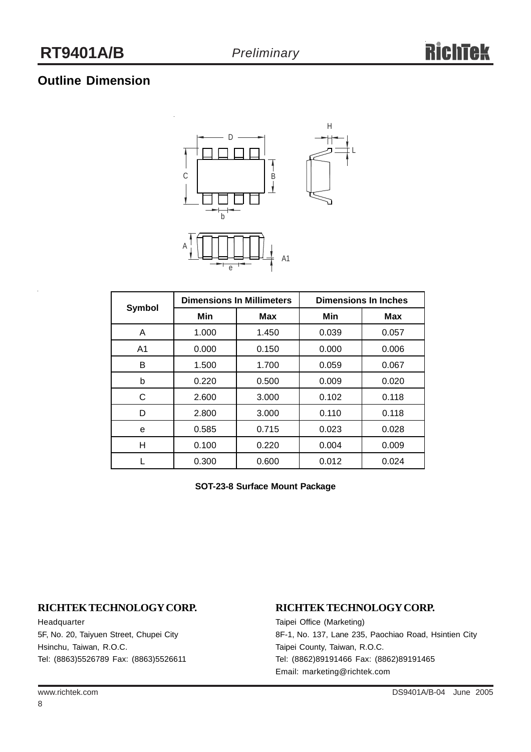## Outline Dimension

H

D

L

C

B

b

A

A1

e

| Symbol | Dimensions In Millimeters | | Dimensions In Inches | |
|---|---|---|---|---|
| | Min | Max | Min | Max |
| A | 1.000 | 1.450 | 0.039 | 0.057 |
| A1 | 0.000 | 0.150 | 0.000 | 0.006 |
| B | 1.500 | 1.700 | 0.059 | 0.067 |
| b | 0.220 | 0.500 | 0.009 | 0.020 |
| C | 2.600 | 3.000 | 0.102 | 0.118 |
| D | 2.800 | 3.000 | 0.110 | 0.118 |
| e | 0.585 | 0.715 | 0.023 | 0.028 |
| H | 0.100 | 0.220 | 0.004 | 0.009 |
| L | 0.300 | 0.600 | 0.012 | 0.024 |

**SOT-23-8 Surface Mount Package**

**RICHTEK TECHNOLOGY CORP.**

Headquarter

5F, No. 20, Taiyuen Street, Chupei City

Hsinchu, Taiwan, R.O.C.

Tel: (8863)5526789 Fax: (8863)5526611

**RICHTEK TECHNOLOGY CORP.**

Taipei Office (Marketing)

8F-1, No. 137, Lane 235, Paochiao Road, Hsintien City

Taipei County, Taiwan, R.O.C.

Tel: (8862)89191466 Fax: (8862)89191465

Email: marketing@richtek.com